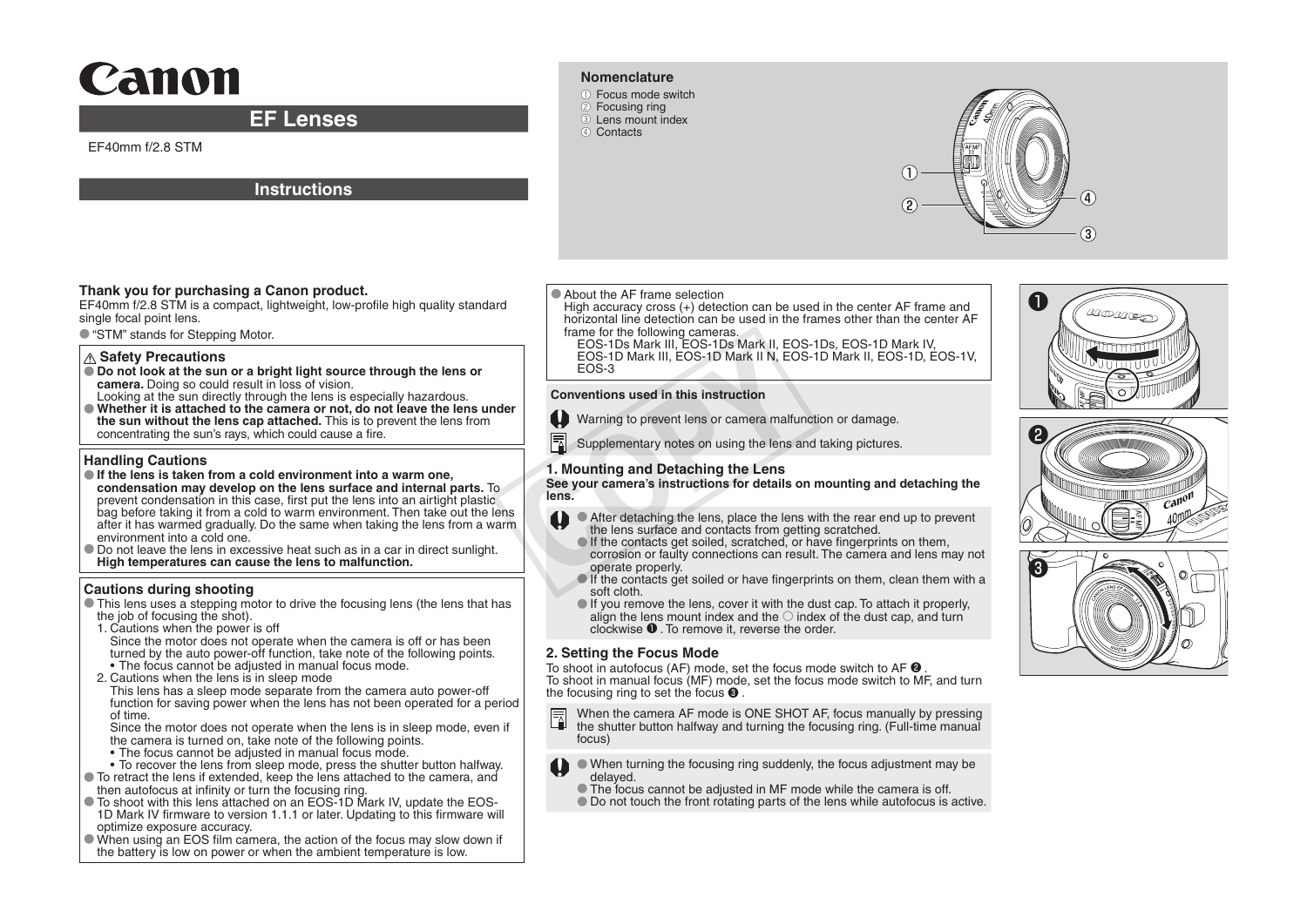# Canon

## EF Lenses

EF40mm f/2.8 STM

## Instructions

### Nomenclature

① Focus mode switch
② Focusing ring
③ Lens mount index
④ Contacts

**Thank you for purchasing a Canon product.**
EF40mm f/2.8 STM is a compact, lightweight, low-profile high quality standard single focal point lens.

- "STM" stands for Stepping Motor.

### ⚠ Safety Precautions

- **Do not look at the sun or a bright light source through the lens or camera.** Doing so could result in loss of vision.
  Looking at the sun directly through the lens is especially hazardous.
- **Whether it is attached to the camera or not, do not leave the lens under the sun without the lens cap attached.** This is to prevent the lens from concentrating the sun's rays, which could cause a fire.

### Handling Cautions

- **If the lens is taken from a cold environment into a warm one, condensation may develop on the lens surface and internal parts.** To prevent condensation in this case, first put the lens into an airtight plastic bag before taking it from a cold to warm environment. Then take out the lens after it has warmed gradually. Do the same when taking the lens from a warm environment into a cold one.
- Do not leave the lens in excessive heat such as in a car in direct sunlight. **High temperatures can cause the lens to malfunction.**

### Cautions during shooting

- This lens uses a stepping motor to drive the focusing lens (the lens that has the job of focusing the shot).
  1. Cautions when the power is off
     Since the motor does not operate when the camera is off or has been turned by the auto power-off function, take note of the following points.
     • The focus cannot be adjusted in manual focus mode.
  2. Cautions when the lens is in sleep mode
     This lens has a sleep mode separate from the camera auto power-off function for saving power when the lens has not been operated for a period of time.
     Since the motor does not operate when the lens is in sleep mode, even if the camera is turned on, take note of the following points.
     • The focus cannot be adjusted in manual focus mode.
     • To recover the lens from sleep mode, press the shutter button halfway.
- To retract the lens if extended, keep the lens attached to the camera, and then autofocus at infinity or turn the focusing ring.
- To shoot with this lens attached on an EOS-1D Mark IV, update the EOS-1D Mark IV firmware to version 1.1.1 or later. Updating to this firmware will optimize exposure accuracy.
- When using an EOS film camera, the action of the focus may slow down if the battery is low on power or when the ambient temperature is low.

- About the AF frame selection
  High accuracy cross (+) detection can be used in the center AF frame and horizontal line detection can be used in the frames other than the center AF frame for the following cameras.
  EOS-1Ds Mark III, EOS-1Ds Mark II, EOS-1Ds, EOS-1D Mark IV, EOS-1D Mark III, EOS-1D Mark II N, EOS-1D Mark II, EOS-1D, EOS-1V, EOS-3

**Conventions used in this instruction**

Warning to prevent lens or camera malfunction or damage.

Supplementary notes on using the lens and taking pictures.

### 1. Mounting and Detaching the Lens

**See your camera's instructions for details on mounting and detaching the lens.**

- After detaching the lens, place the lens with the rear end up to prevent the lens surface and contacts from getting scratched.
- If the contacts get soiled, scratched, or have fingerprints on them, corrosion or faulty connections can result. The camera and lens may not operate properly.
- If the contacts get soiled or have fingerprints on them, clean them with a soft cloth.
- If you remove the lens, cover it with the dust cap. To attach it properly, align the lens mount index and the ○ index of the dust cap, and turn clockwise ❶. To remove it, reverse the order.

### 2. Setting the Focus Mode

To shoot in autofocus (AF) mode, set the focus mode switch to AF ❷.
To shoot in manual focus (MF) mode, set the focus mode switch to MF, and turn the focusing ring to set the focus ❸.

When the camera AF mode is ONE SHOT AF, focus manually by pressing the shutter button halfway and turning the focusing ring. (Full-time manual focus)

- When turning the focusing ring suddenly, the focus adjustment may be delayed.
- The focus cannot be adjusted in MF mode while the camera is off.
- Do not touch the front rotating parts of the lens while autofocus is active.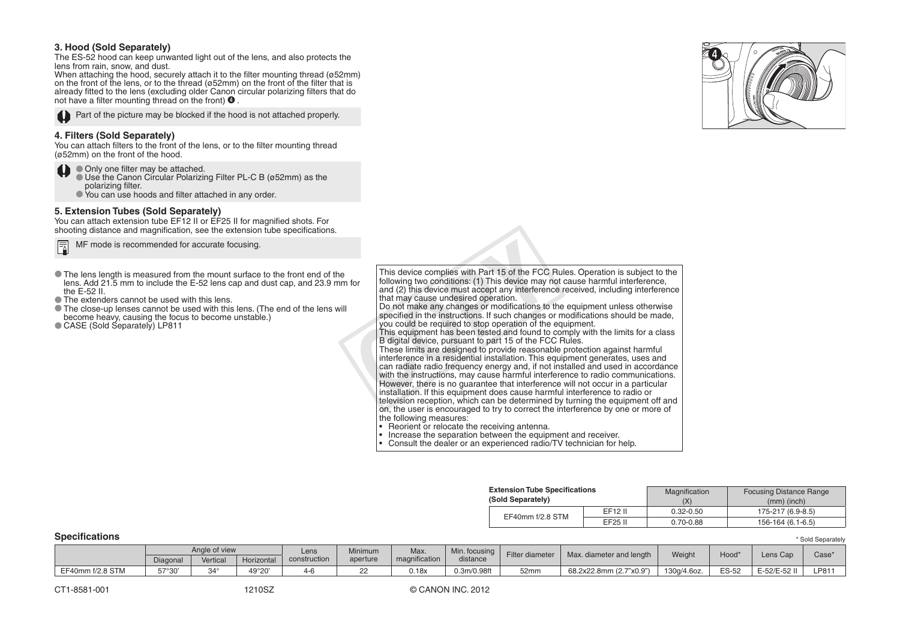### 3. Hood (Sold Separately)

The ES-52 hood can keep unwanted light out of the lens, and also protects the lens from rain, snow, and dust.
When attaching the hood, securely attach it to the filter mounting thread (ø52mm) on the front of the lens, or to the thread (ø52mm) on the front of the filter that is already fitted to the lens (excluding older Canon circular polarizing filters that do not have a filter mounting thread on the front) ❹ .

Part of the picture may be blocked if the hood is not attached properly.

### 4. Filters (Sold Separately)

You can attach filters to the front of the lens, or to the filter mounting thread (ø52mm) on the front of the hood.

- Only one filter may be attached.
- Use the Canon Circular Polarizing Filter PL-C B (ø52mm) as the polarizing filter.
- You can use hoods and filter attached in any order.

### 5. Extension Tubes (Sold Separately)

You can attach extension tube EF12 II or EF25 II for magnified shots. For shooting distance and magnification, see the extension tube specifications.

MF mode is recommended for accurate focusing.

- The lens length is measured from the mount surface to the front end of the lens. Add 21.5 mm to include the E-52 lens cap and dust cap, and 23.9 mm for the E-52 II.
- The extenders cannot be used with this lens.
- The close-up lenses cannot be used with this lens. (The end of the lens will become heavy, causing the focus to become unstable.)
- CASE (Sold Separately) LP811

This device complies with Part 15 of the FCC Rules. Operation is subject to the following two conditions: (1) This device may not cause harmful interference, and (2) this device must accept any interference received, including interference that may cause undesired operation.
Do not make any changes or modifications to the equipment unless otherwise specified in the instructions. If such changes or modifications should be made, you could be required to stop operation of the equipment.
This equipment has been tested and found to comply with the limits for a class B digital device, pursuant to part 15 of the FCC Rules.
These limits are designed to provide reasonable protection against harmful interference in a residential installation. This equipment generates, uses and can radiate radio frequency energy and, if not installed and used in accordance with the instructions, may cause harmful interference to radio communications. However, there is no guarantee that interference will not occur in a particular installation. If this equipment does cause harmful interference to radio or television reception, which can be determined by turning the equipment off and on, the user is encouraged to try to correct the interference by one or more of the following measures:

- Reorient or relocate the receiving antenna.
- Increase the separation between the equipment and receiver.
- Consult the dealer or an experienced radio/TV technician for help.

| Extension Tube Specifications (Sold Separately) | | Magnification (X) | Focusing Distance Range (mm) (inch) |
|---|---|---|---|
| EF40mm f/2.8 STM | EF12 II | 0.32-0.50 | 175-217 (6.9-8.5) |
| | EF25 II | 0.70-0.88 | 156-164 (6.1-6.5) |

### Specifications

\* Sold Separately

| | Angle of view | | | Lens construction | Minimum aperture | Max. magnification | Min. focusing distance | Filter diameter | Max. diameter and length | Weight | Hood* | Lens Cap | Case* |
|---|---|---|---|---|---|---|---|---|---|---|---|---|---|
| | Diagonal | Vertical | Horizontal | | | | | | | | | | |
| EF40mm f/2.8 STM | 57°30' | 34° | 49°20' | 4-6 | 22 | 0.18x | 0.3m/0.98ft | 52mm | 68.2x22.8mm (2.7"x0.9") | 130g/4.6oz. | ES-52 | E-52/E-52 II | LP811 |

CT1-8581-001 1210SZ © CANON INC. 2012